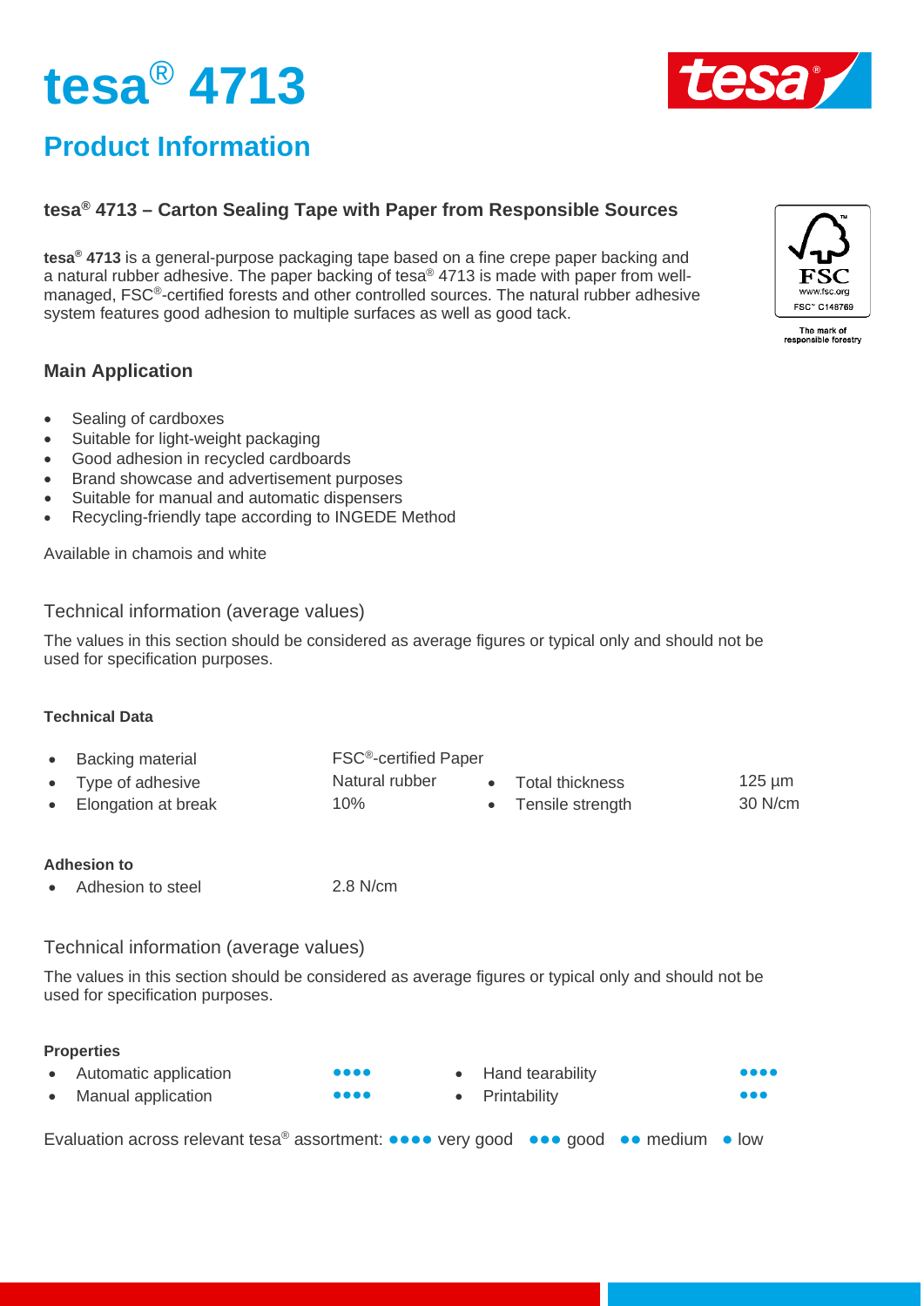# tesa® 4713

## Product Information

### tesa® 4713 – Carton Sealing Tape with Paper from Responsible Sources

**tesa® 4713** is a general-purpose packaging tape based on a fine crepe paper backing and a natural rubber adhesive. The paper backing of tesa® 4713 is made with paper from well-managed, FSC®-certified forests and other controlled sources. The natural rubber adhesive system features good adhesion to multiple surfaces as well as good tack.

FSC www.fsc.org FSC™ C148769
The mark of responsible forestry

### Main Application

- Sealing of cardboxes
- Suitable for light-weight packaging
- Good adhesion in recycled cardboards
- Brand showcase and advertisement purposes
- Suitable for manual and automatic dispensers
- Recycling-friendly tape according to INGEDE Method

Available in chamois and white

## Technical information (average values)

The values in this section should be considered as average figures or typical only and should not be used for specification purposes.

#### Technical Data

| Property | Value | Property | Value |
|---|---|---|---|
| Backing material | FSC®-certified Paper | | |
| Type of adhesive | Natural rubber | Total thickness | 125 µm |
| Elongation at break | 10% | Tensile strength | 30 N/cm |

#### Adhesion to

| Property | Value |
|---|---|
| Adhesion to steel | 2.8 N/cm |

## Technical information (average values)

The values in this section should be considered as average figures or typical only and should not be used for specification purposes.

#### Properties

| Property | Rating | Property | Rating |
|---|---|---|---|
| Automatic application | ●●●● | Hand tearability | ●●●● |
| Manual application | ●●●● | Printability | ●●● |

Evaluation across relevant tesa® assortment: ●●●● very good ●●● good ●● medium ● low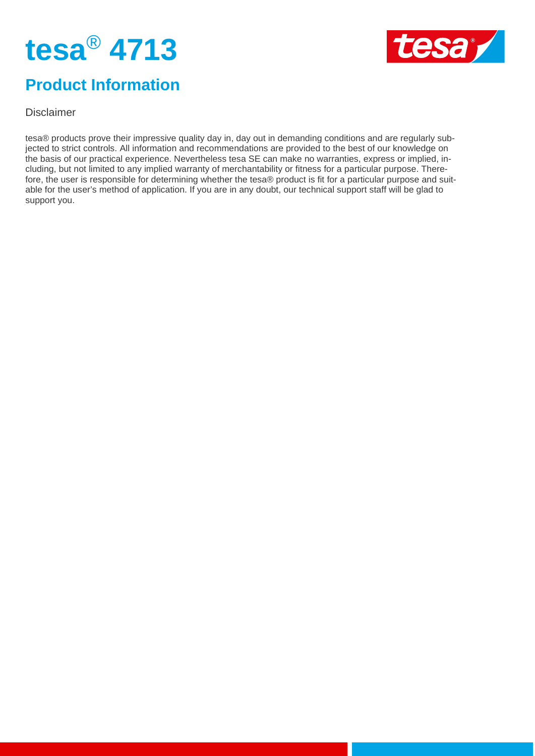# tesa® 4713

## Product Information

Disclaimer

tesa® products prove their impressive quality day in, day out in demanding conditions and are regularly subjected to strict controls. All information and recommendations are provided to the best of our knowledge on the basis of our practical experience. Nevertheless tesa SE can make no warranties, express or implied, including, but not limited to any implied warranty of merchantability or fitness for a particular purpose. Therefore, the user is responsible for determining whether the tesa® product is fit for a particular purpose and suitable for the user's method of application. If you are in any doubt, our technical support staff will be glad to support you.